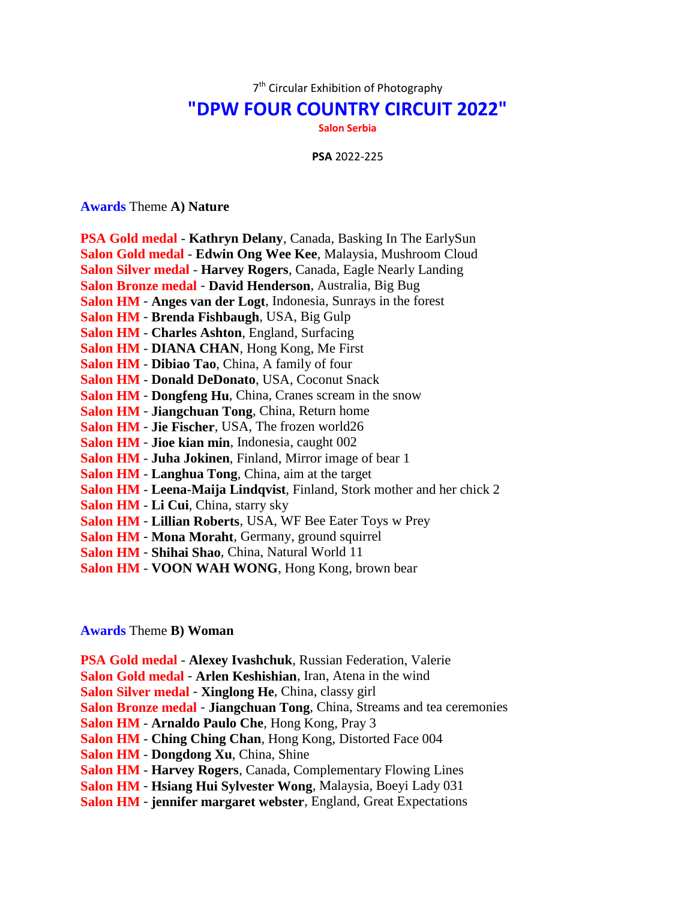7th Circular Exhibition of Photography

# "DPW FOUR COUNTRY CIRCUIT 2022"

**Salon Serbia**

**PSA** 2022-225

**Awards** Theme **A) Nature**

**PSA Gold medal** - **Kathryn Delany**, Canada, Basking In The EarlySun
**Salon Gold medal** - **Edwin Ong Wee Kee**, Malaysia, Mushroom Cloud
**Salon Silver medal** - **Harvey Rogers**, Canada, Eagle Nearly Landing
**Salon Bronze medal** - **David Henderson**, Australia, Big Bug
**Salon HM** - **Anges van der Logt**, Indonesia, Sunrays in the forest
**Salon HM** - **Brenda Fishbaugh**, USA, Big Gulp
**Salon HM** - **Charles Ashton**, England, Surfacing
**Salon HM** - **DIANA CHAN**, Hong Kong, Me First
**Salon HM** - **Dibiao Tao**, China, A family of four
**Salon HM** - **Donald DeDonato**, USA, Coconut Snack
**Salon HM** - **Dongfeng Hu**, China, Cranes scream in the snow
**Salon HM** - **Jiangchuan Tong**, China, Return home
**Salon HM** - **Jie Fischer**, USA, The frozen world26
**Salon HM** - **Jioe kian min**, Indonesia, caught 002
**Salon HM** - **Juha Jokinen**, Finland, Mirror image of bear 1
**Salon HM** - **Langhua Tong**, China, aim at the target
**Salon HM** - **Leena-Maija Lindqvist**, Finland, Stork mother and her chick 2
**Salon HM** - **Li Cui**, China, starry sky
**Salon HM** - **Lillian Roberts**, USA, WF Bee Eater Toys w Prey
**Salon HM** - **Mona Moraht**, Germany, ground squirrel
**Salon HM** - **Shihai Shao**, China, Natural World 11
**Salon HM** - **VOON WAH WONG**, Hong Kong, brown bear

**Awards** Theme **B) Woman**

**PSA Gold medal** - **Alexey Ivashchuk**, Russian Federation, Valerie
**Salon Gold medal** - **Arlen Keshishian**, Iran, Atena in the wind
**Salon Silver medal** - **Xinglong He**, China, classy girl
**Salon Bronze medal** - **Jiangchuan Tong**, China, Streams and tea ceremonies
**Salon HM** - **Arnaldo Paulo Che**, Hong Kong, Pray 3
**Salon HM** - **Ching Ching Chan**, Hong Kong, Distorted Face 004
**Salon HM** - **Dongdong Xu**, China, Shine
**Salon HM** - **Harvey Rogers**, Canada, Complementary Flowing Lines
**Salon HM** - **Hsiang Hui Sylvester Wong**, Malaysia, Boeyi Lady 031
**Salon HM** - **jennifer margaret webster**, England, Great Expectations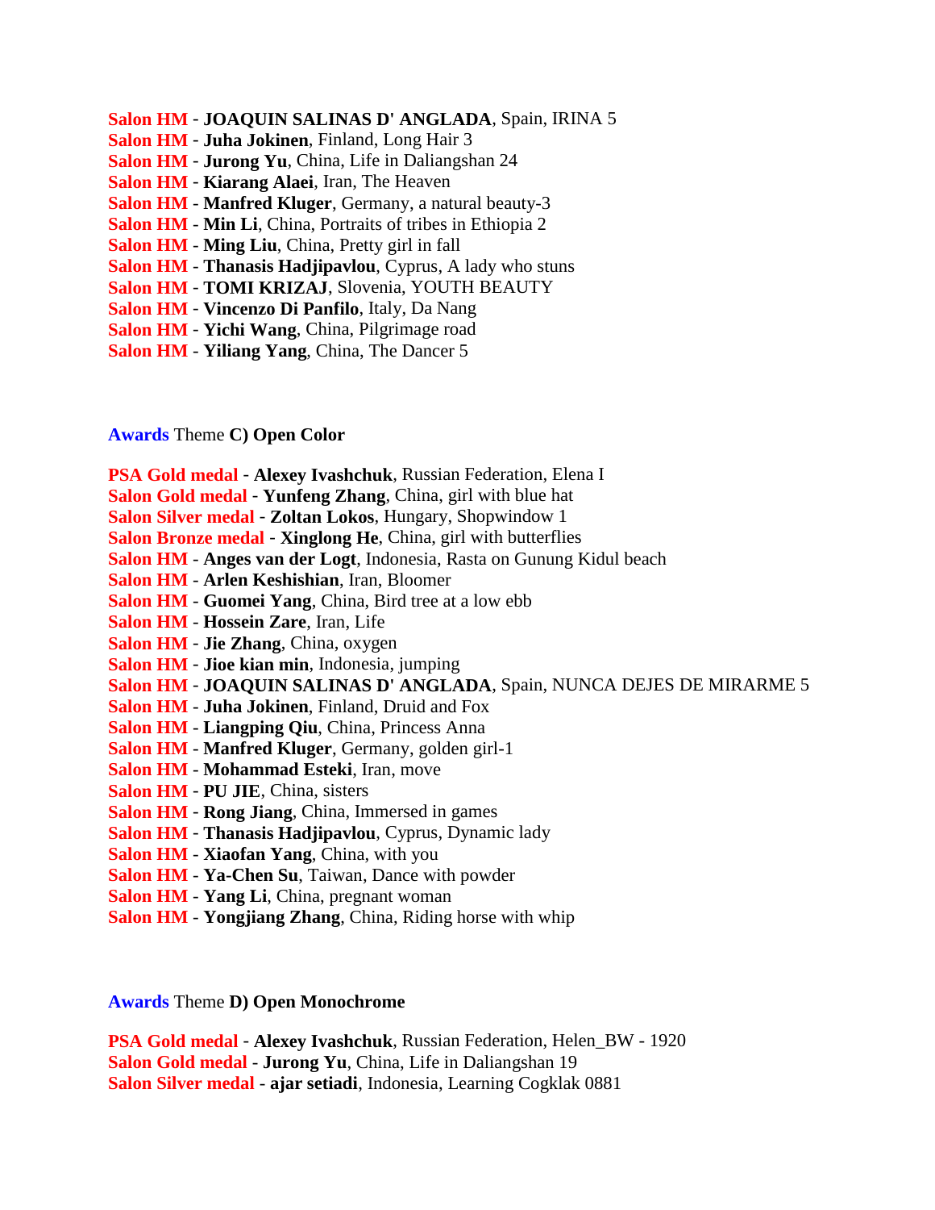**Salon HM** - **JOAQUIN SALINAS D' ANGLADA**, Spain, IRINA 5
**Salon HM** - **Juha Jokinen**, Finland, Long Hair 3
**Salon HM** - **Jurong Yu**, China, Life in Daliangshan 24
**Salon HM** - **Kiarang Alaei**, Iran, The Heaven
**Salon HM** - **Manfred Kluger**, Germany, a natural beauty-3
**Salon HM** - **Min Li**, China, Portraits of tribes in Ethiopia 2
**Salon HM** - **Ming Liu**, China, Pretty girl in fall
**Salon HM** - **Thanasis Hadjipavlou**, Cyprus, A lady who stuns
**Salon HM** - **TOMI KRIZAJ**, Slovenia, YOUTH BEAUTY
**Salon HM** - **Vincenzo Di Panfilo**, Italy, Da Nang
**Salon HM** - **Yichi Wang**, China, Pilgrimage road
**Salon HM** - **Yiliang Yang**, China, The Dancer 5

**Awards** Theme **C) Open Color**

**PSA Gold medal** - **Alexey Ivashchuk**, Russian Federation, Elena I
**Salon Gold medal** - **Yunfeng Zhang**, China, girl with blue hat
**Salon Silver medal** - **Zoltan Lokos**, Hungary, Shopwindow 1
**Salon Bronze medal** - **Xinglong He**, China, girl with butterflies
**Salon HM** - **Anges van der Logt**, Indonesia, Rasta on Gunung Kidul beach
**Salon HM** - **Arlen Keshishian**, Iran, Bloomer
**Salon HM** - **Guomei Yang**, China, Bird tree at a low ebb
**Salon HM** - **Hossein Zare**, Iran, Life
**Salon HM** - **Jie Zhang**, China, oxygen
**Salon HM** - **Jioe kian min**, Indonesia, jumping
**Salon HM** - **JOAQUIN SALINAS D' ANGLADA**, Spain, NUNCA DEJES DE MIRARME 5
**Salon HM** - **Juha Jokinen**, Finland, Druid and Fox
**Salon HM** - **Liangping Qiu**, China, Princess Anna
**Salon HM** - **Manfred Kluger**, Germany, golden girl-1
**Salon HM** - **Mohammad Esteki**, Iran, move
**Salon HM** - **PU JIE**, China, sisters
**Salon HM** - **Rong Jiang**, China, Immersed in games
**Salon HM** - **Thanasis Hadjipavlou**, Cyprus, Dynamic lady
**Salon HM** - **Xiaofan Yang**, China, with you
**Salon HM** - **Ya-Chen Su**, Taiwan, Dance with powder
**Salon HM** - **Yang Li**, China, pregnant woman
**Salon HM** - **Yongjiang Zhang**, China, Riding horse with whip

**Awards** Theme **D) Open Monochrome**

**PSA Gold medal** - **Alexey Ivashchuk**, Russian Federation, Helen_BW - 1920
**Salon Gold medal** - **Jurong Yu**, China, Life in Daliangshan 19
**Salon Silver medal** - **ajar setiadi**, Indonesia, Learning Cogklak 0881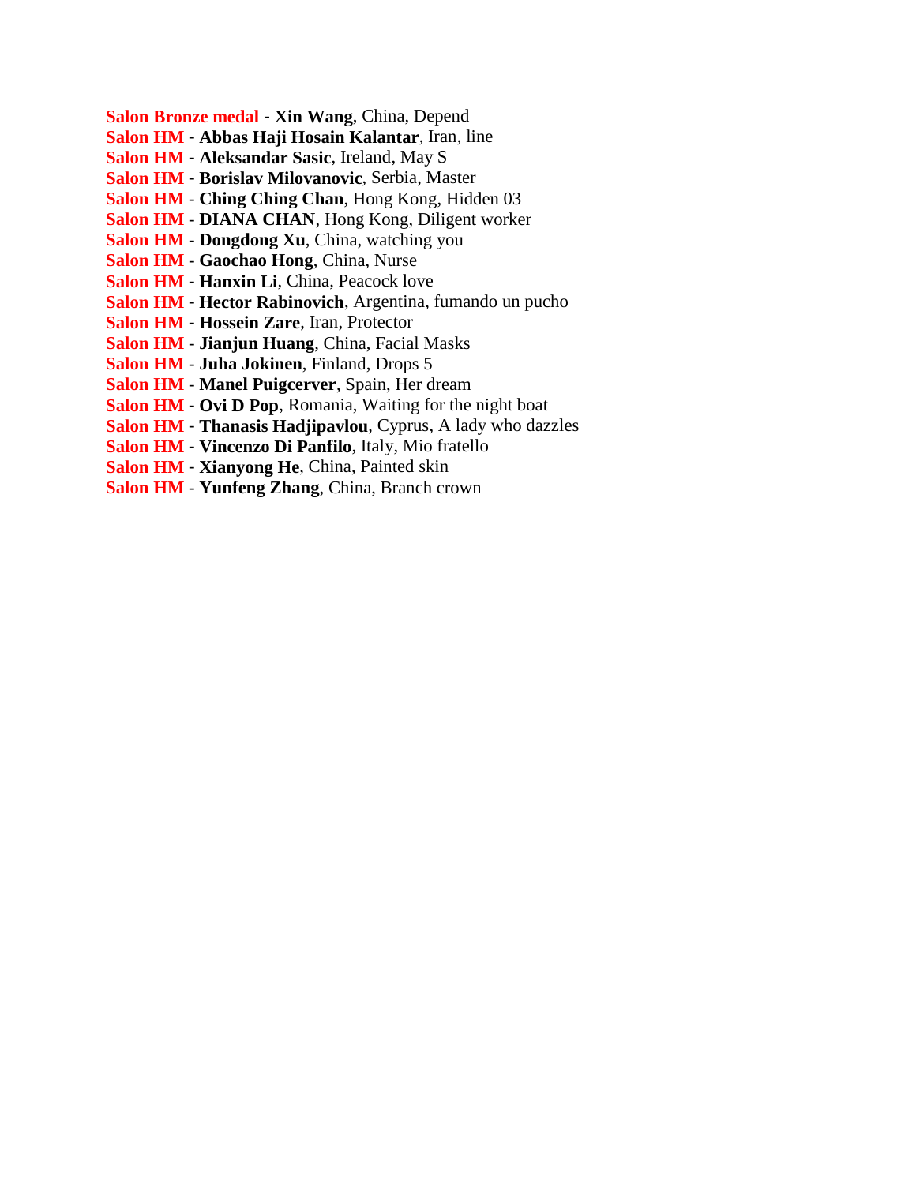**Salon Bronze medal** - **Xin Wang**, China, Depend
**Salon HM** - **Abbas Haji Hosain Kalantar**, Iran, line
**Salon HM** - **Aleksandar Sasic**, Ireland, May S
**Salon HM** - **Borislav Milovanovic**, Serbia, Master
**Salon HM** - **Ching Ching Chan**, Hong Kong, Hidden 03
**Salon HM** - **DIANA CHAN**, Hong Kong, Diligent worker
**Salon HM** - **Dongdong Xu**, China, watching you
**Salon HM** - **Gaochao Hong**, China, Nurse
**Salon HM** - **Hanxin Li**, China, Peacock love
**Salon HM** - **Hector Rabinovich**, Argentina, fumando un pucho
**Salon HM** - **Hossein Zare**, Iran, Protector
**Salon HM** - **Jianjun Huang**, China, Facial Masks
**Salon HM** - **Juha Jokinen**, Finland, Drops 5
**Salon HM** - **Manel Puigcerver**, Spain, Her dream
**Salon HM** - **Ovi D Pop**, Romania, Waiting for the night boat
**Salon HM** - **Thanasis Hadjipavlou**, Cyprus, A lady who dazzles
**Salon HM** - **Vincenzo Di Panfilo**, Italy, Mio fratello
**Salon HM** - **Xianyong He**, China, Painted skin
**Salon HM** - **Yunfeng Zhang**, China, Branch crown